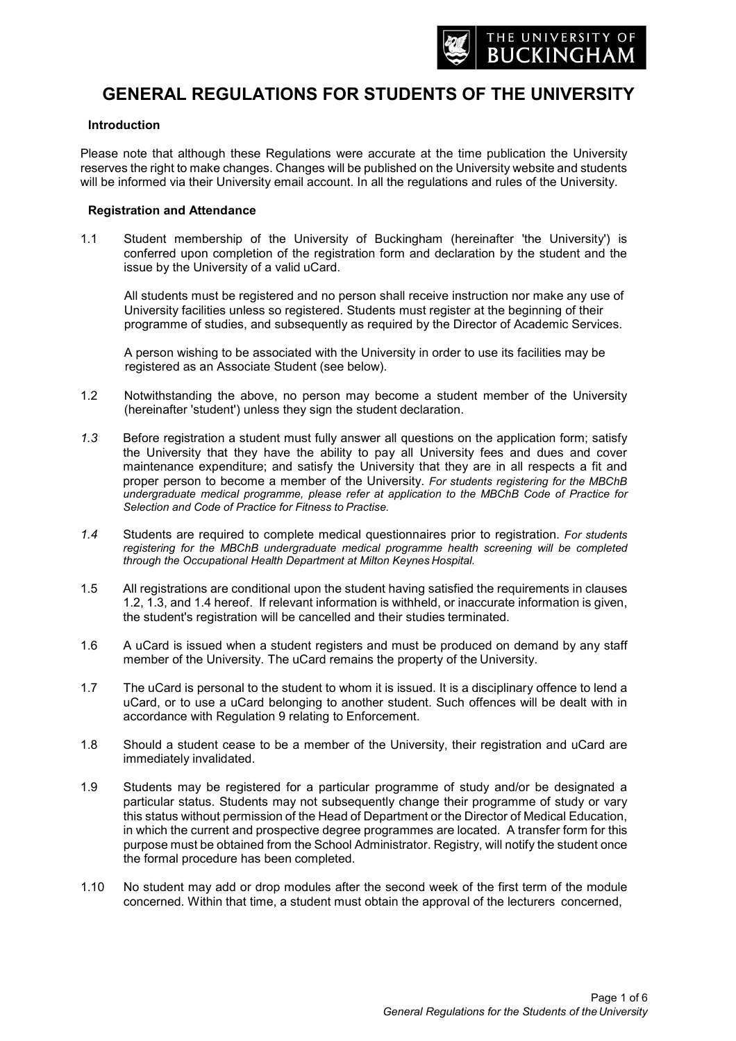# GENERAL REGULATIONS FOR STUDENTS OF THE UNIVERSITY

**Introduction**

Please note that although these Regulations were accurate at the time publication the University reserves the right to make changes. Changes will be published on the University website and students will be informed via their University email account. In all the regulations and rules of the University.

**Registration and Attendance**

1.1 Student membership of the University of Buckingham (hereinafter 'the University') is conferred upon completion of the registration form and declaration by the student and the issue by the University of a valid uCard.

All students must be registered and no person shall receive instruction nor make any use of University facilities unless so registered. Students must register at the beginning of their programme of studies, and subsequently as required by the Director of Academic Services.

A person wishing to be associated with the University in order to use its facilities may be registered as an Associate Student (see below).

1.2 Notwithstanding the above, no person may become a student member of the University (hereinafter 'student') unless they sign the student declaration.

*1.3* Before registration a student must fully answer all questions on the application form; satisfy the University that they have the ability to pay all University fees and dues and cover maintenance expenditure; and satisfy the University that they are in all respects a fit and proper person to become a member of the University. *For students registering for the MBChB undergraduate medical programme, please refer at application to the MBChB Code of Practice for Selection and Code of Practice for Fitness to Practise.*

*1.4* Students are required to complete medical questionnaires prior to registration. *For students registering for the MBChB undergraduate medical programme health screening will be completed through the Occupational Health Department at Milton Keynes Hospital.*

1.5 All registrations are conditional upon the student having satisfied the requirements in clauses 1.2, 1.3, and 1.4 hereof. If relevant information is withheld, or inaccurate information is given, the student's registration will be cancelled and their studies terminated.

1.6 A uCard is issued when a student registers and must be produced on demand by any staff member of the University. The uCard remains the property of the University.

1.7 The uCard is personal to the student to whom it is issued. It is a disciplinary offence to lend a uCard, or to use a uCard belonging to another student. Such offences will be dealt with in accordance with Regulation 9 relating to Enforcement.

1.8 Should a student cease to be a member of the University, their registration and uCard are immediately invalidated.

1.9 Students may be registered for a particular programme of study and/or be designated a particular status. Students may not subsequently change their programme of study or vary this status without permission of the Head of Department or the Director of Medical Education, in which the current and prospective degree programmes are located. A transfer form for this purpose must be obtained from the School Administrator. Registry, will notify the student once the formal procedure has been completed.

1.10 No student may add or drop modules after the second week of the first term of the module concerned. Within that time, a student must obtain the approval of the lecturers concerned,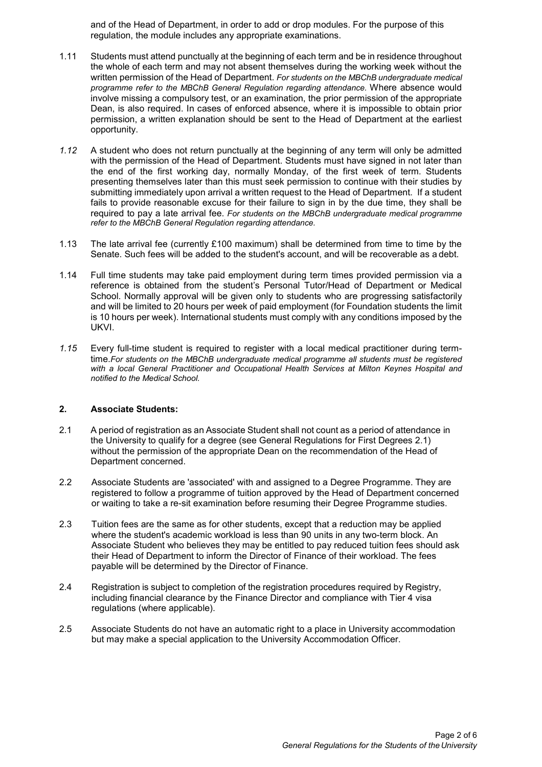and of the Head of Department, in order to add or drop modules. For the purpose of this regulation, the module includes any appropriate examinations.

1.11 Students must attend punctually at the beginning of each term and be in residence throughout the whole of each term and may not absent themselves during the working week without the written permission of the Head of Department. *For students on the MBChB undergraduate medical programme refer to the MBChB General Regulation regarding attendance.* Where absence would involve missing a compulsory test, or an examination, the prior permission of the appropriate Dean, is also required. In cases of enforced absence, where it is impossible to obtain prior permission, a written explanation should be sent to the Head of Department at the earliest opportunity.

*1.12* A student who does not return punctually at the beginning of any term will only be admitted with the permission of the Head of Department. Students must have signed in not later than the end of the first working day, normally Monday, of the first week of term. Students presenting themselves later than this must seek permission to continue with their studies by submitting immediately upon arrival a written request to the Head of Department. If a student fails to provide reasonable excuse for their failure to sign in by the due time, they shall be required to pay a late arrival fee. *For students on the MBChB undergraduate medical programme refer to the MBChB General Regulation regarding attendance.*

1.13 The late arrival fee (currently £100 maximum) shall be determined from time to time by the Senate. Such fees will be added to the student's account, and will be recoverable as a debt.

1.14 Full time students may take paid employment during term times provided permission via a reference is obtained from the student's Personal Tutor/Head of Department or Medical School. Normally approval will be given only to students who are progressing satisfactorily and will be limited to 20 hours per week of paid employment (for Foundation students the limit is 10 hours per week). International students must comply with any conditions imposed by the UKVI.

*1.15* Every full-time student is required to register with a local medical practitioner during term-time.*For students on the MBChB undergraduate medical programme all students must be registered with a local General Practitioner and Occupational Health Services at Milton Keynes Hospital and notified to the Medical School.*

## 2. Associate Students:

2.1 A period of registration as an Associate Student shall not count as a period of attendance in the University to qualify for a degree (see General Regulations for First Degrees 2.1) without the permission of the appropriate Dean on the recommendation of the Head of Department concerned.

2.2 Associate Students are 'associated' with and assigned to a Degree Programme. They are registered to follow a programme of tuition approved by the Head of Department concerned or waiting to take a re-sit examination before resuming their Degree Programme studies.

2.3 Tuition fees are the same as for other students, except that a reduction may be applied where the student's academic workload is less than 90 units in any two-term block. An Associate Student who believes they may be entitled to pay reduced tuition fees should ask their Head of Department to inform the Director of Finance of their workload. The fees payable will be determined by the Director of Finance.

2.4 Registration is subject to completion of the registration procedures required by Registry, including financial clearance by the Finance Director and compliance with Tier 4 visa regulations (where applicable).

2.5 Associate Students do not have an automatic right to a place in University accommodation but may make a special application to the University Accommodation Officer.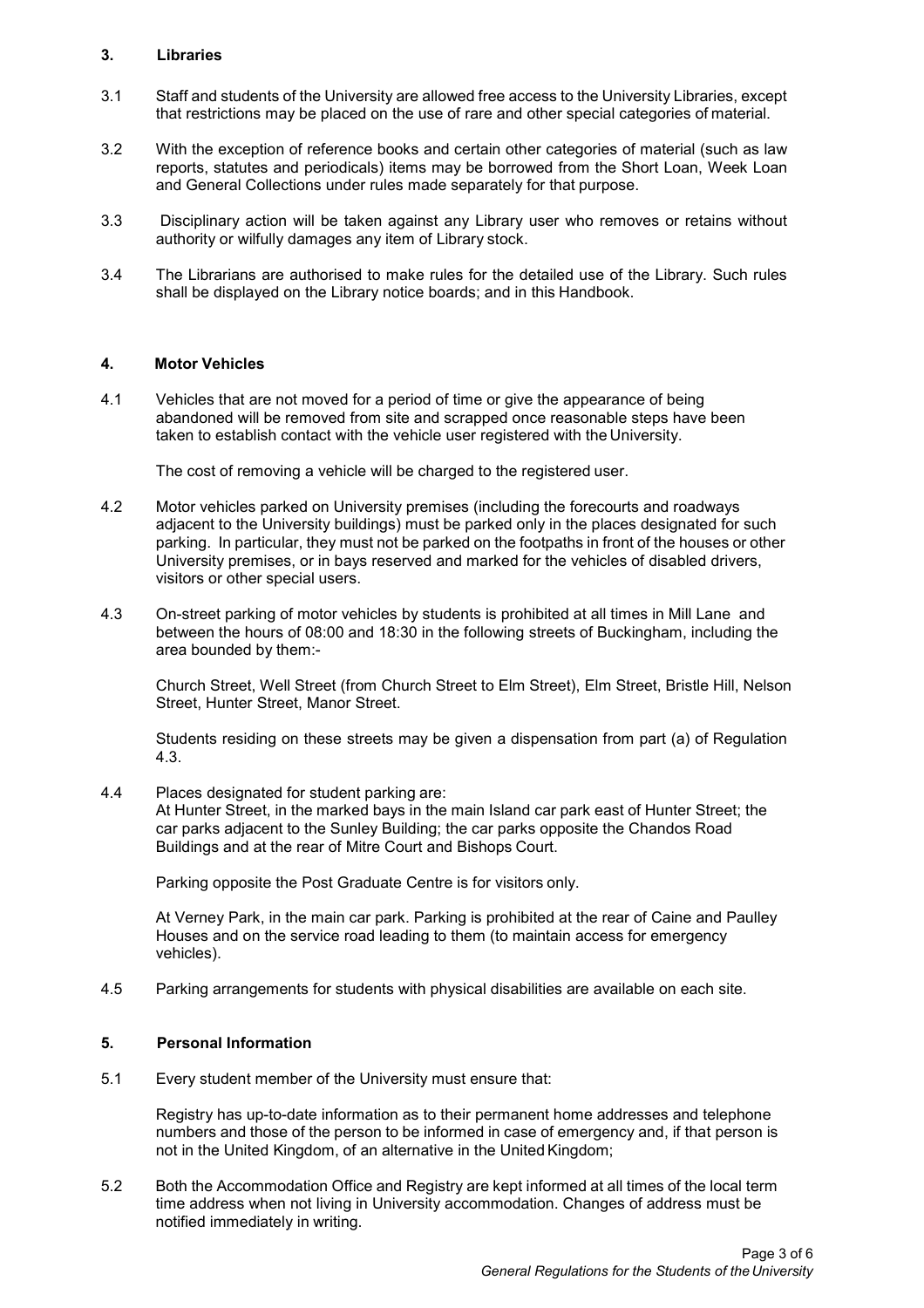## 3. Libraries

3.1 Staff and students of the University are allowed free access to the University Libraries, except that restrictions may be placed on the use of rare and other special categories of material.

3.2 With the exception of reference books and certain other categories of material (such as law reports, statutes and periodicals) items may be borrowed from the Short Loan, Week Loan and General Collections under rules made separately for that purpose.

3.3 Disciplinary action will be taken against any Library user who removes or retains without authority or wilfully damages any item of Library stock.

3.4 The Librarians are authorised to make rules for the detailed use of the Library. Such rules shall be displayed on the Library notice boards; and in this Handbook.

## 4. Motor Vehicles

4.1 Vehicles that are not moved for a period of time or give the appearance of being abandoned will be removed from site and scrapped once reasonable steps have been taken to establish contact with the vehicle user registered with the University.

The cost of removing a vehicle will be charged to the registered user.

4.2 Motor vehicles parked on University premises (including the forecourts and roadways adjacent to the University buildings) must be parked only in the places designated for such parking. In particular, they must not be parked on the footpaths in front of the houses or other University premises, or in bays reserved and marked for the vehicles of disabled drivers, visitors or other special users.

4.3 On-street parking of motor vehicles by students is prohibited at all times in Mill Lane and between the hours of 08:00 and 18:30 in the following streets of Buckingham, including the area bounded by them:-

Church Street, Well Street (from Church Street to Elm Street), Elm Street, Bristle Hill, Nelson Street, Hunter Street, Manor Street.

Students residing on these streets may be given a dispensation from part (a) of Regulation 4.3.

4.4 Places designated for student parking are:
At Hunter Street, in the marked bays in the main Island car park east of Hunter Street; the car parks adjacent to the Sunley Building; the car parks opposite the Chandos Road Buildings and at the rear of Mitre Court and Bishops Court.

Parking opposite the Post Graduate Centre is for visitors only.

At Verney Park, in the main car park. Parking is prohibited at the rear of Caine and Paulley Houses and on the service road leading to them (to maintain access for emergency vehicles).

4.5 Parking arrangements for students with physical disabilities are available on each site.

## 5. Personal Information

5.1 Every student member of the University must ensure that:

Registry has up-to-date information as to their permanent home addresses and telephone numbers and those of the person to be informed in case of emergency and, if that person is not in the United Kingdom, of an alternative in the United Kingdom;

5.2 Both the Accommodation Office and Registry are kept informed at all times of the local term time address when not living in University accommodation. Changes of address must be notified immediately in writing.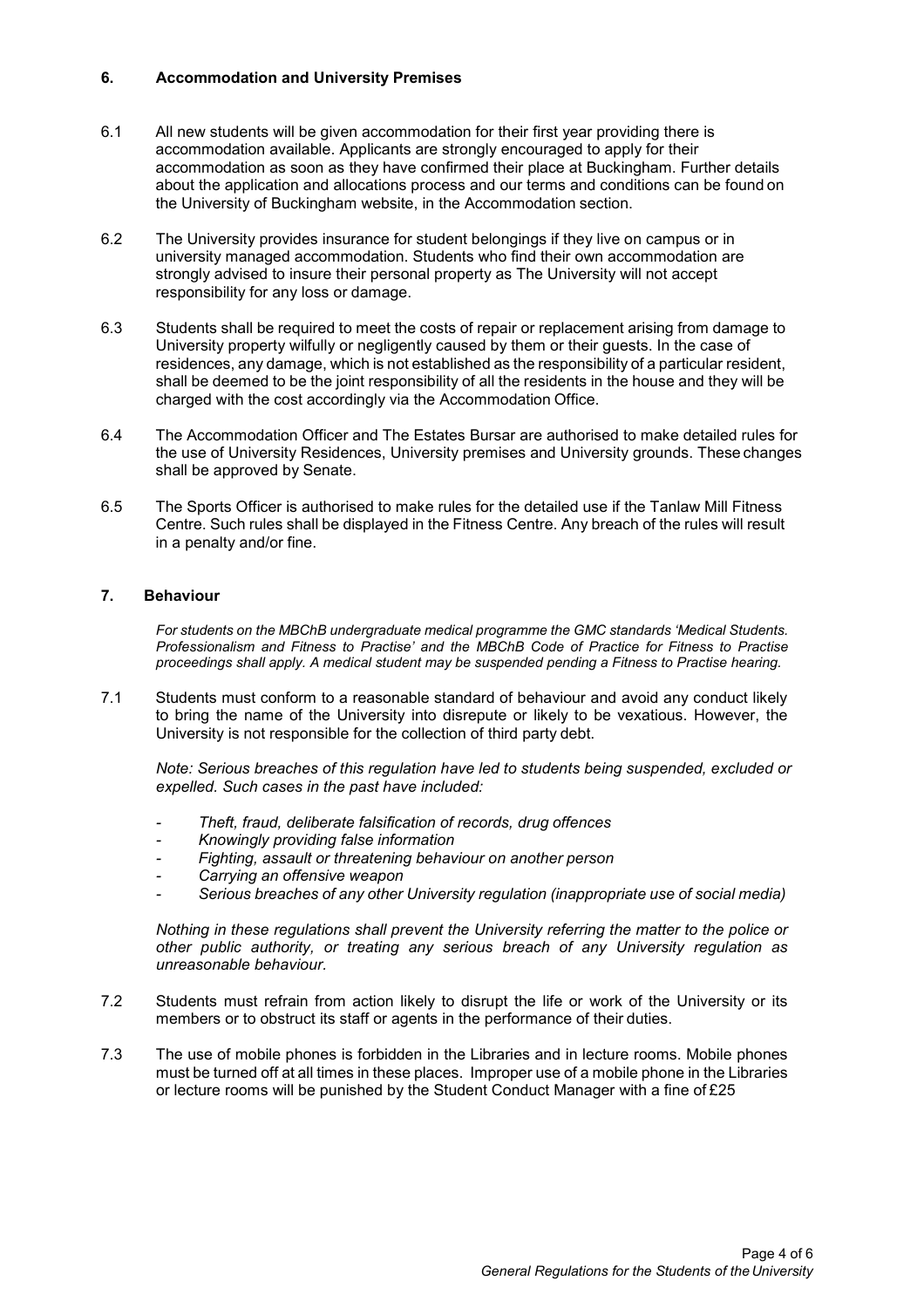## 6. Accommodation and University Premises

6.1 All new students will be given accommodation for their first year providing there is accommodation available. Applicants are strongly encouraged to apply for their accommodation as soon as they have confirmed their place at Buckingham. Further details about the application and allocations process and our terms and conditions can be found on the University of Buckingham website, in the Accommodation section.

6.2 The University provides insurance for student belongings if they live on campus or in university managed accommodation. Students who find their own accommodation are strongly advised to insure their personal property as The University will not accept responsibility for any loss or damage.

6.3 Students shall be required to meet the costs of repair or replacement arising from damage to University property wilfully or negligently caused by them or their guests. In the case of residences, any damage, which is not established as the responsibility of a particular resident, shall be deemed to be the joint responsibility of all the residents in the house and they will be charged with the cost accordingly via the Accommodation Office.

6.4 The Accommodation Officer and The Estates Bursar are authorised to make detailed rules for the use of University Residences, University premises and University grounds. These changes shall be approved by Senate.

6.5 The Sports Officer is authorised to make rules for the detailed use if the Tanlaw Mill Fitness Centre. Such rules shall be displayed in the Fitness Centre. Any breach of the rules will result in a penalty and/or fine.

## 7. Behaviour

*For students on the MBChB undergraduate medical programme the GMC standards 'Medical Students. Professionalism and Fitness to Practise' and the MBChB Code of Practice for Fitness to Practise proceedings shall apply. A medical student may be suspended pending a Fitness to Practise hearing.*

7.1 Students must conform to a reasonable standard of behaviour and avoid any conduct likely to bring the name of the University into disrepute or likely to be vexatious. However, the University is not responsible for the collection of third party debt.

*Note: Serious breaches of this regulation have led to students being suspended, excluded or expelled. Such cases in the past have included:*

- *Theft, fraud, deliberate falsification of records, drug offences*
- *Knowingly providing false information*
- *Fighting, assault or threatening behaviour on another person*
- *Carrying an offensive weapon*
- *Serious breaches of any other University regulation (inappropriate use of social media)*

*Nothing in these regulations shall prevent the University referring the matter to the police or other public authority, or treating any serious breach of any University regulation as unreasonable behaviour.*

7.2 Students must refrain from action likely to disrupt the life or work of the University or its members or to obstruct its staff or agents in the performance of their duties.

7.3 The use of mobile phones is forbidden in the Libraries and in lecture rooms. Mobile phones must be turned off at all times in these places. Improper use of a mobile phone in the Libraries or lecture rooms will be punished by the Student Conduct Manager with a fine of £25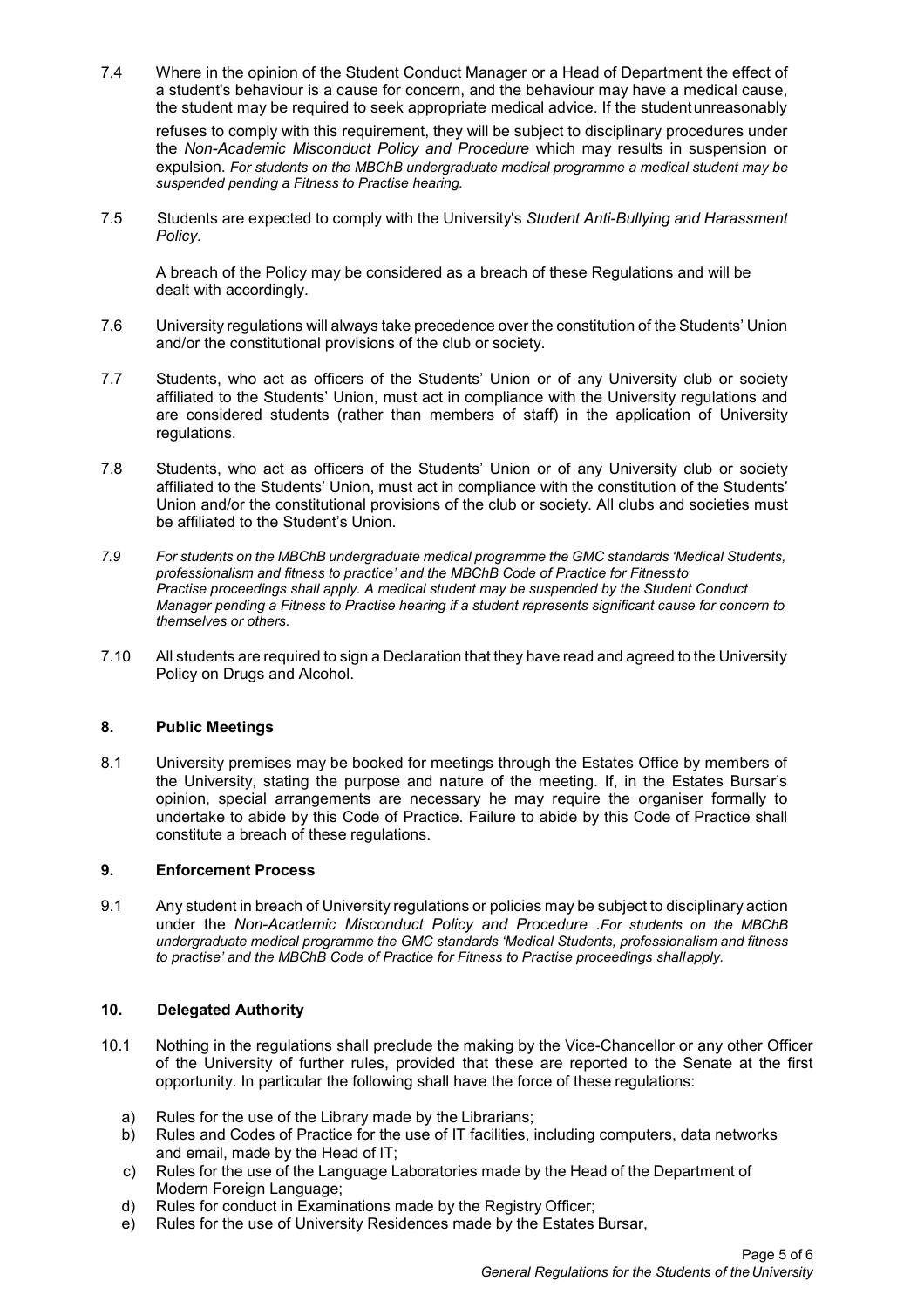7.4 Where in the opinion of the Student Conduct Manager or a Head of Department the effect of a student's behaviour is a cause for concern, and the behaviour may have a medical cause, the student may be required to seek appropriate medical advice. If the student unreasonably refuses to comply with this requirement, they will be subject to disciplinary procedures under the *Non-Academic Misconduct Policy and Procedure* which may results in suspension or expulsion. *For students on the MBChB undergraduate medical programme a medical student may be suspended pending a Fitness to Practise hearing.*

7.5 Students are expected to comply with the University's *Student Anti-Bullying and Harassment Policy.*

A breach of the Policy may be considered as a breach of these Regulations and will be dealt with accordingly.

7.6 University regulations will always take precedence over the constitution of the Students' Union and/or the constitutional provisions of the club or society.

7.7 Students, who act as officers of the Students' Union or of any University club or society affiliated to the Students' Union, must act in compliance with the University regulations and are considered students (rather than members of staff) in the application of University regulations.

7.8 Students, who act as officers of the Students' Union or of any University club or society affiliated to the Students' Union, must act in compliance with the constitution of the Students' Union and/or the constitutional provisions of the club or society. All clubs and societies must be affiliated to the Student's Union.

*7.9 For students on the MBChB undergraduate medical programme the GMC standards 'Medical Students, professionalism and fitness to practice' and the MBChB Code of Practice for Fitness to Practise proceedings shall apply. A medical student may be suspended by the Student Conduct Manager pending a Fitness to Practise hearing if a student represents significant cause for concern to themselves or others.*

7.10 All students are required to sign a Declaration that they have read and agreed to the University Policy on Drugs and Alcohol.

## 8. Public Meetings

8.1 University premises may be booked for meetings through the Estates Office by members of the University, stating the purpose and nature of the meeting. If, in the Estates Bursar's opinion, special arrangements are necessary he may require the organiser formally to undertake to abide by this Code of Practice. Failure to abide by this Code of Practice shall constitute a breach of these regulations.

## 9. Enforcement Process

9.1 Any student in breach of University regulations or policies may be subject to disciplinary action under the *Non-Academic Misconduct Policy and Procedure* .*For students on the MBChB undergraduate medical programme the GMC standards 'Medical Students, professionalism and fitness to practise' and the MBChB Code of Practice for Fitness to Practise proceedings shall apply.*

## 10. Delegated Authority

10.1 Nothing in the regulations shall preclude the making by the Vice-Chancellor or any other Officer of the University of further rules, provided that these are reported to the Senate at the first opportunity. In particular the following shall have the force of these regulations:

a) Rules for the use of the Library made by the Librarians;
b) Rules and Codes of Practice for the use of IT facilities, including computers, data networks and email, made by the Head of IT;
c) Rules for the use of the Language Laboratories made by the Head of the Department of Modern Foreign Language;
d) Rules for conduct in Examinations made by the Registry Officer;
e) Rules for the use of University Residences made by the Estates Bursar,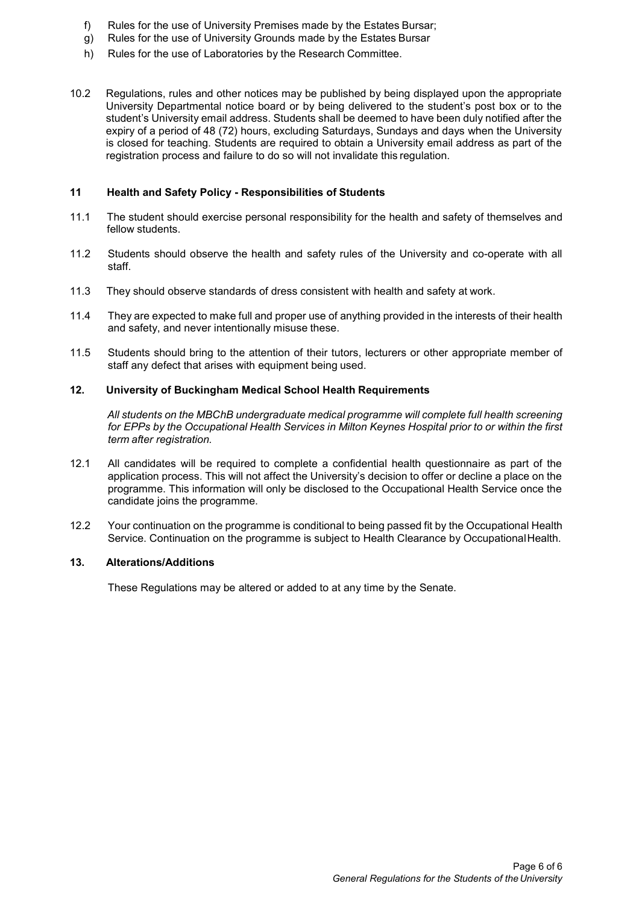f) Rules for the use of University Premises made by the Estates Bursar;
g) Rules for the use of University Grounds made by the Estates Bursar
h) Rules for the use of Laboratories by the Research Committee.

10.2 Regulations, rules and other notices may be published by being displayed upon the appropriate University Departmental notice board or by being delivered to the student's post box or to the student's University email address. Students shall be deemed to have been duly notified after the expiry of a period of 48 (72) hours, excluding Saturdays, Sundays and days when the University is closed for teaching. Students are required to obtain a University email address as part of the registration process and failure to do so will not invalidate this regulation.

## 11 Health and Safety Policy - Responsibilities of Students

11.1 The student should exercise personal responsibility for the health and safety of themselves and fellow students.

11.2 Students should observe the health and safety rules of the University and co-operate with all staff.

11.3 They should observe standards of dress consistent with health and safety at work.

11.4 They are expected to make full and proper use of anything provided in the interests of their health and safety, and never intentionally misuse these.

11.5 Students should bring to the attention of their tutors, lecturers or other appropriate member of staff any defect that arises with equipment being used.

## 12. University of Buckingham Medical School Health Requirements

*All students on the MBChB undergraduate medical programme will complete full health screening for EPPs by the Occupational Health Services in Milton Keynes Hospital prior to or within the first term after registration.*

12.1 All candidates will be required to complete a confidential health questionnaire as part of the application process. This will not affect the University's decision to offer or decline a place on the programme. This information will only be disclosed to the Occupational Health Service once the candidate joins the programme.

12.2 Your continuation on the programme is conditional to being passed fit by the Occupational Health Service. Continuation on the programme is subject to Health Clearance by Occupational Health.

## 13. Alterations/Additions

These Regulations may be altered or added to at any time by the Senate.